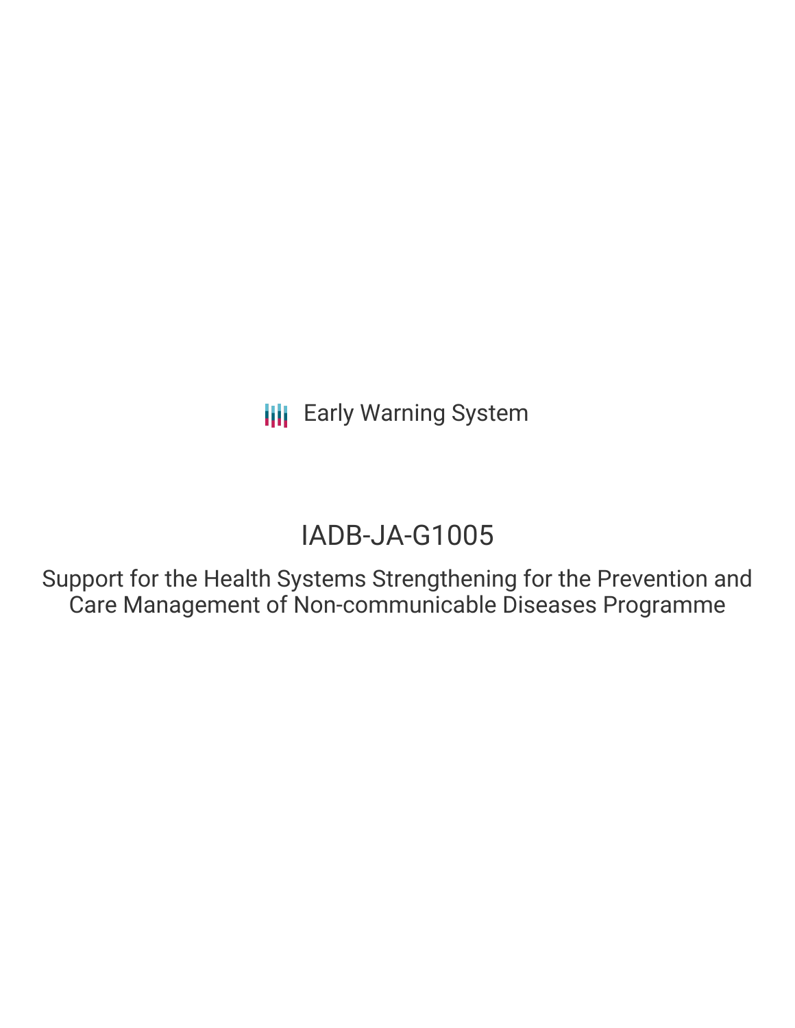Early Warning System

# IADB-JA-G1005

Support for the Health Systems Strengthening for the Prevention and Care Management of Non-communicable Diseases Programme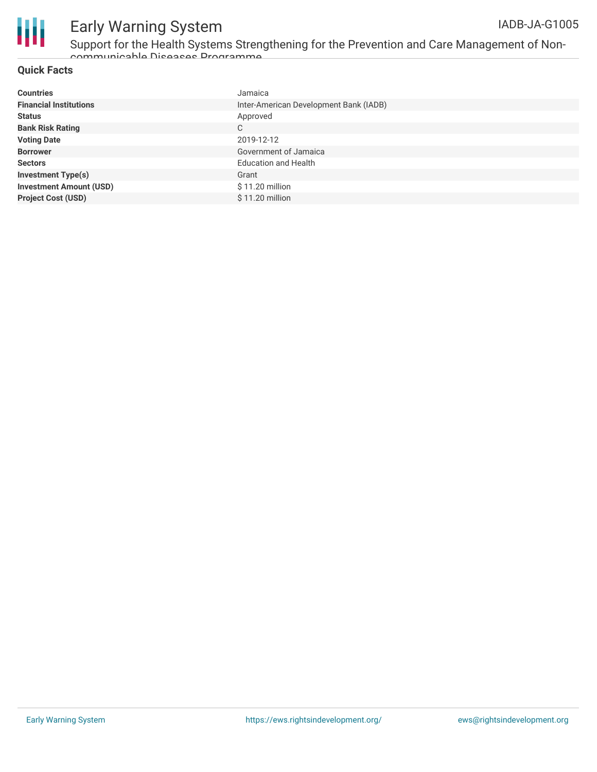# Early Warning System

IADB-JA-G1005

## Support for the Health Systems Strengthening for the Prevention and Care Management of Non-communicable Diseases Programme

### Quick Facts

| | |
|---|---|
| **Countries** | Jamaica |
| **Financial Institutions** | Inter-American Development Bank (IADB) |
| **Status** | Approved |
| **Bank Risk Rating** | C |
| **Voting Date** | 2019-12-12 |
| **Borrower** | Government of Jamaica |
| **Sectors** | Education and Health |
| **Investment Type(s)** | Grant |
| **Investment Amount (USD)** | $ 11.20 million |
| **Project Cost (USD)** | $ 11.20 million |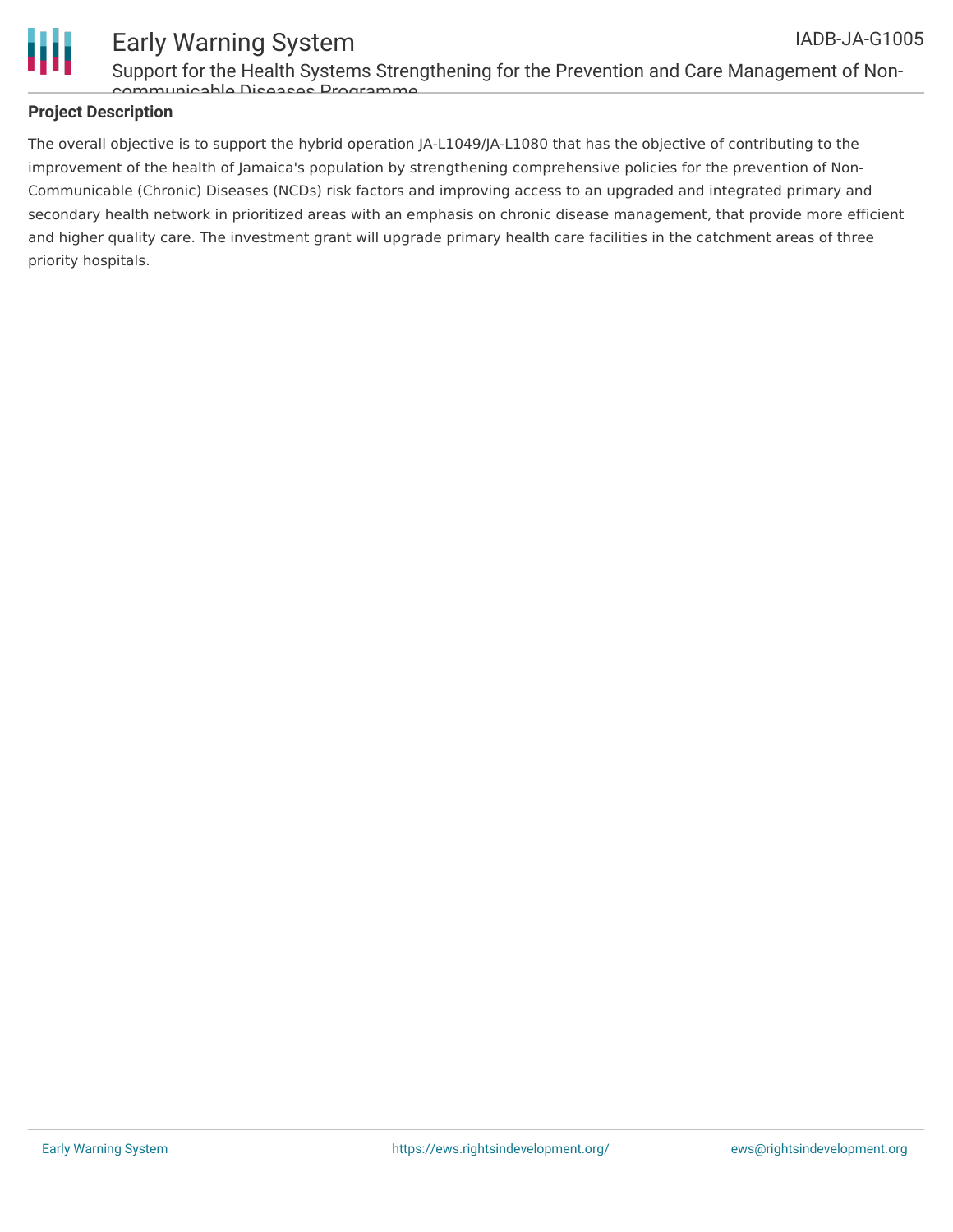## Project Description

The overall objective is to support the hybrid operation JA-L1049/JA-L1080 that has the objective of contributing to the improvement of the health of Jamaica's population by strengthening comprehensive policies for the prevention of Non-Communicable (Chronic) Diseases (NCDs) risk factors and improving access to an upgraded and integrated primary and secondary health network in prioritized areas with an emphasis on chronic disease management, that provide more efficient and higher quality care. The investment grant will upgrade primary health care facilities in the catchment areas of three priority hospitals.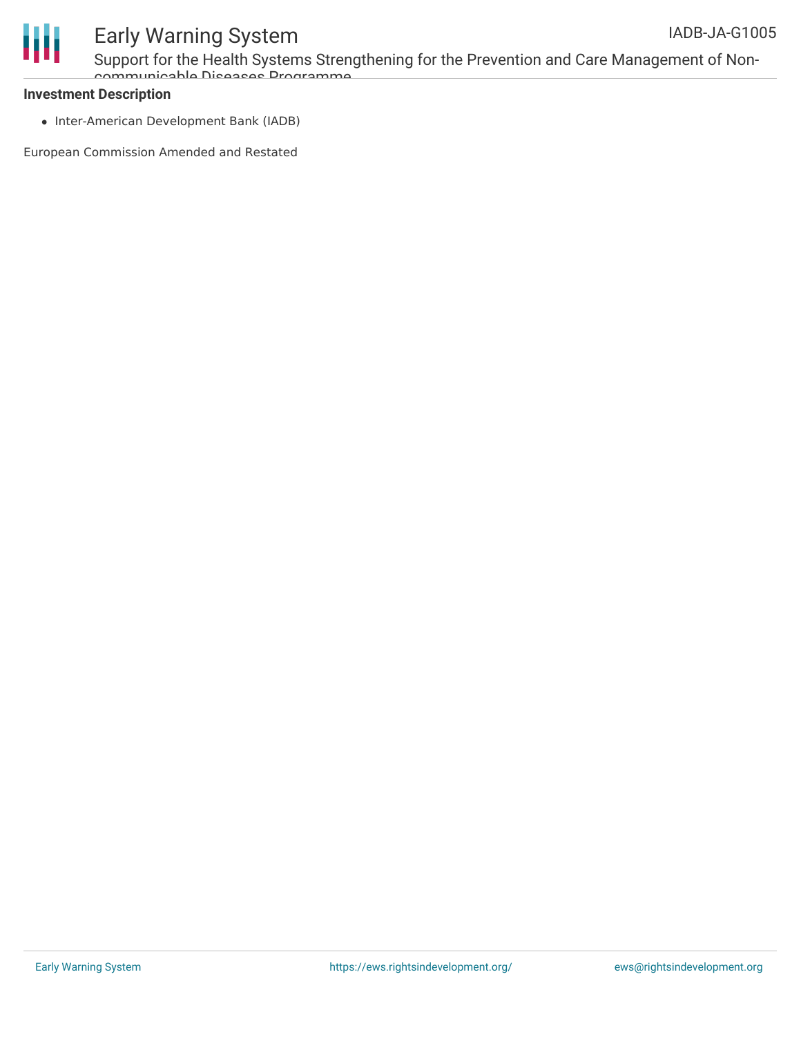**Investment Description**

- Inter-American Development Bank (IADB)

European Commission Amended and Restated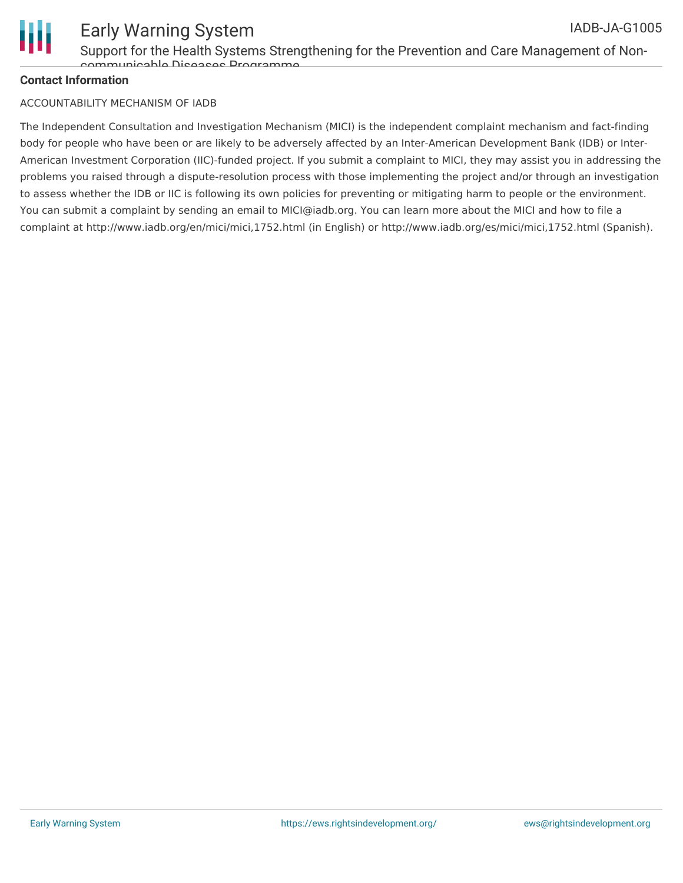**Contact Information**

ACCOUNTABILITY MECHANISM OF IADB

The Independent Consultation and Investigation Mechanism (MICI) is the independent complaint mechanism and fact-finding body for people who have been or are likely to be adversely affected by an Inter-American Development Bank (IDB) or Inter-American Investment Corporation (IIC)-funded project. If you submit a complaint to MICI, they may assist you in addressing the problems you raised through a dispute-resolution process with those implementing the project and/or through an investigation to assess whether the IDB or IIC is following its own policies for preventing or mitigating harm to people or the environment. You can submit a complaint by sending an email to MICI@iadb.org. You can learn more about the MICI and how to file a complaint at http://www.iadb.org/en/mici/mici,1752.html (in English) or http://www.iadb.org/es/mici/mici,1752.html (Spanish).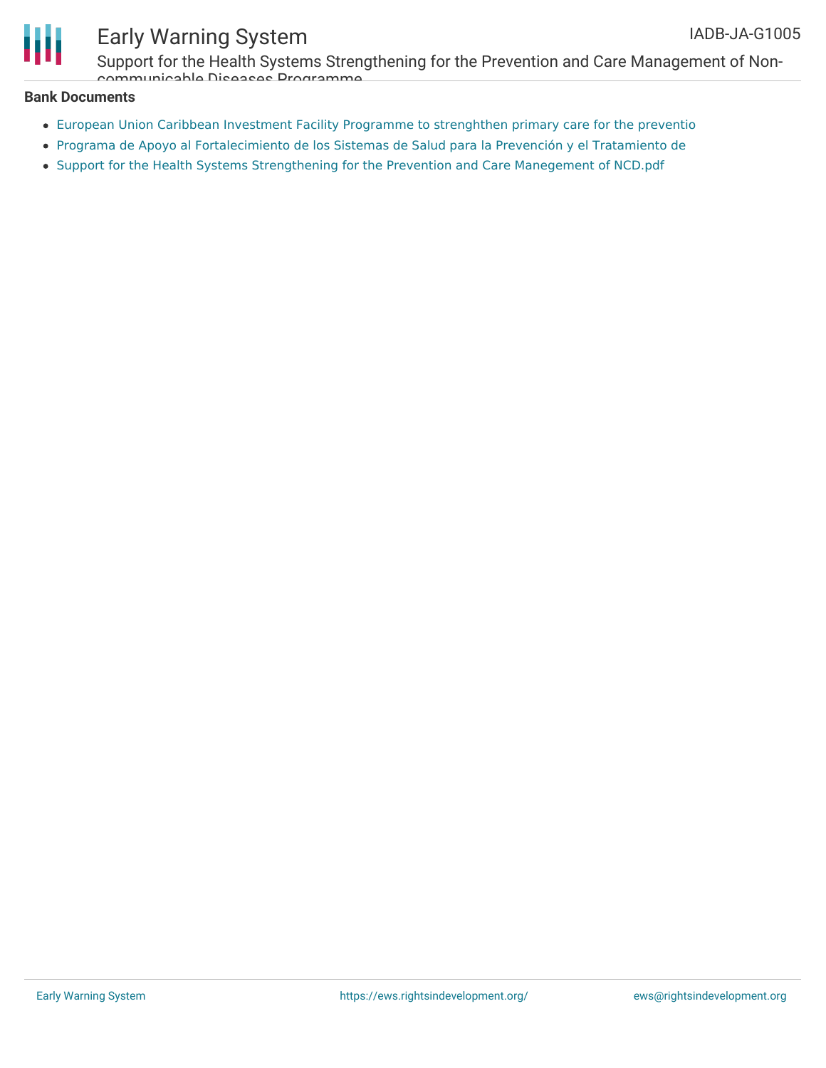**Bank Documents**

- European Union Caribbean Investment Facility Programme to strenghthen primary care for the preventio
- Programa de Apoyo al Fortalecimiento de los Sistemas de Salud para la Prevención y el Tratamiento de
- Support for the Health Systems Strengthening for the Prevention and Care Manegement of NCD.pdf